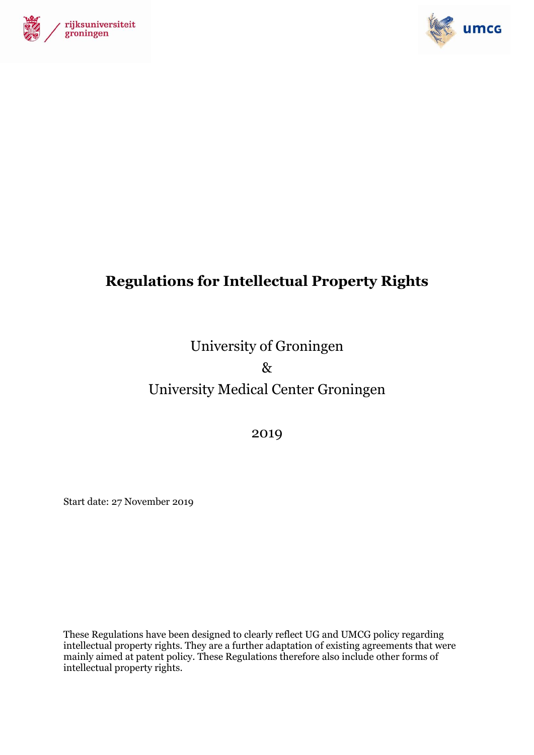# Regulations for Intellectual Property Rights

University of Groningen

&

University Medical Center Groningen

2019

Start date: 27 November 2019

These Regulations have been designed to clearly reflect UG and UMCG policy regarding intellectual property rights. They are a further adaptation of existing agreements that were mainly aimed at patent policy. These Regulations therefore also include other forms of intellectual property rights.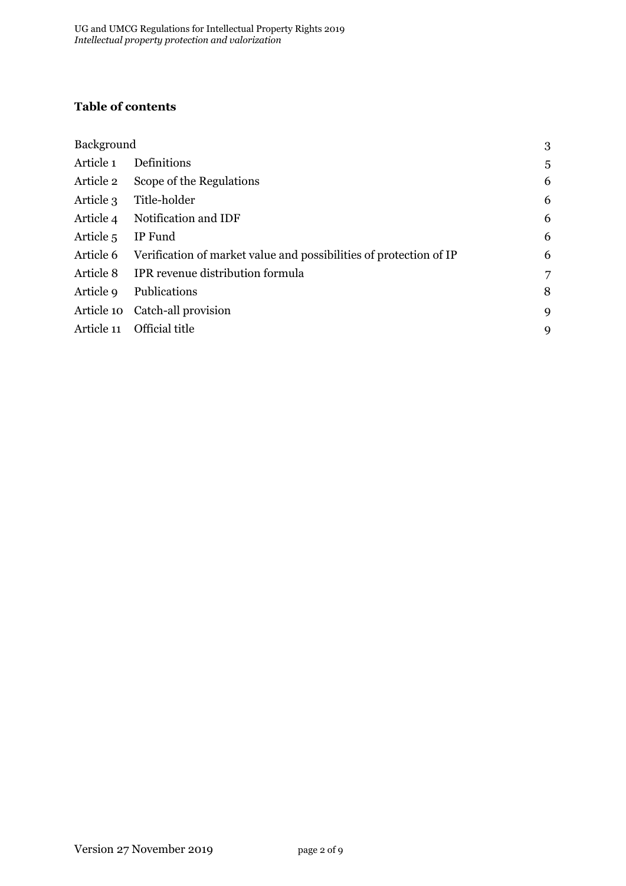**Table of contents**

| | | |
|---|---|---|
| Background | | 3 |
| Article 1 | Definitions | 5 |
| Article 2 | Scope of the Regulations | 6 |
| Article 3 | Title-holder | 6 |
| Article 4 | Notification and IDF | 6 |
| Article 5 | IP Fund | 6 |
| Article 6 | Verification of market value and possibilities of protection of IP | 6 |
| Article 8 | IPR revenue distribution formula | 7 |
| Article 9 | Publications | 8 |
| Article 10 | Catch-all provision | 9 |
| Article 11 | Official title | 9 |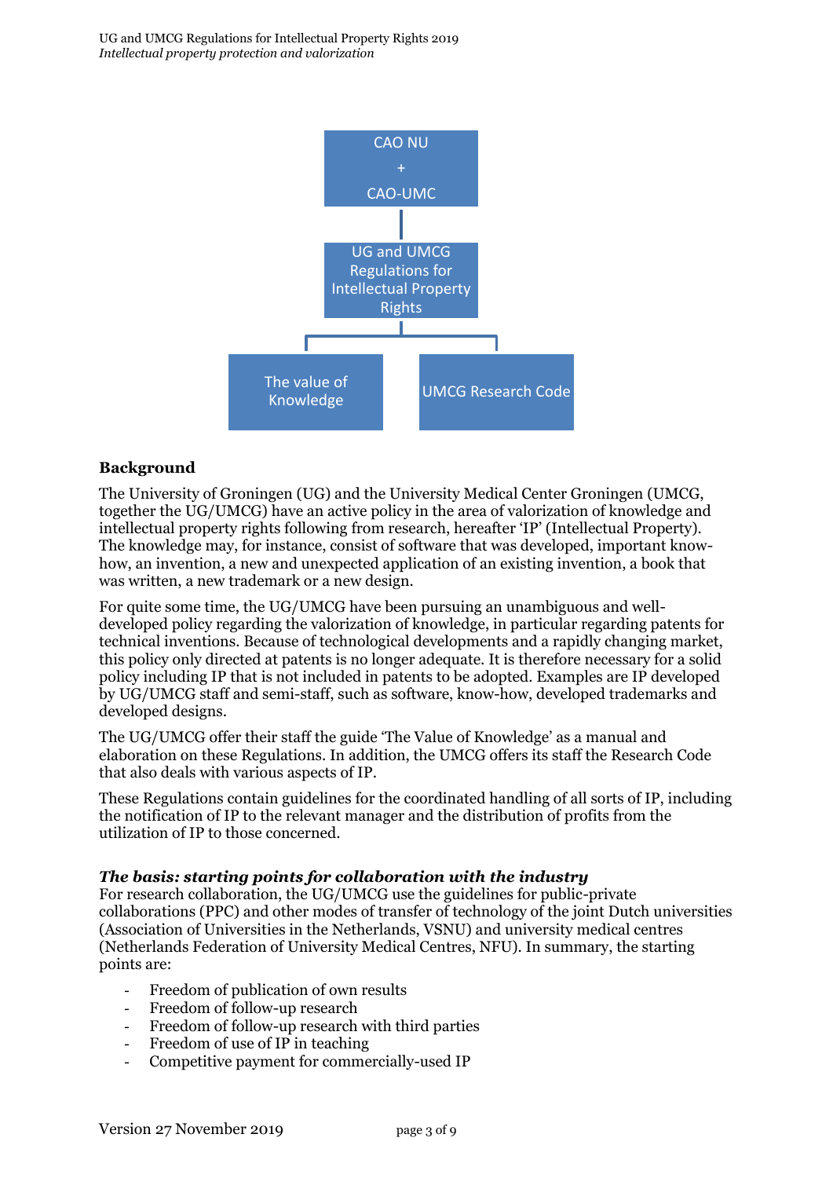CAO NU + CAO-UMC

UG and UMCG Regulations for Intellectual Property Rights

The value of Knowledge | UMCG Research Code

## Background

The University of Groningen (UG) and the University Medical Center Groningen (UMCG, together the UG/UMCG) have an active policy in the area of valorization of knowledge and intellectual property rights following from research, hereafter 'IP' (Intellectual Property). The knowledge may, for instance, consist of software that was developed, important know-how, an invention, a new and unexpected application of an existing invention, a book that was written, a new trademark or a new design.

For quite some time, the UG/UMCG have been pursuing an unambiguous and well-developed policy regarding the valorization of knowledge, in particular regarding patents for technical inventions. Because of technological developments and a rapidly changing market, this policy only directed at patents is no longer adequate. It is therefore necessary for a solid policy including IP that is not included in patents to be adopted. Examples are IP developed by UG/UMCG staff and semi-staff, such as software, know-how, developed trademarks and developed designs.

The UG/UMCG offer their staff the guide 'The Value of Knowledge' as a manual and elaboration on these Regulations. In addition, the UMCG offers its staff the Research Code that also deals with various aspects of IP.

These Regulations contain guidelines for the coordinated handling of all sorts of IP, including the notification of IP to the relevant manager and the distribution of profits from the utilization of IP to those concerned.

### *The basis: starting points for collaboration with the industry*

For research collaboration, the UG/UMCG use the guidelines for public-private collaborations (PPC) and other modes of transfer of technology of the joint Dutch universities (Association of Universities in the Netherlands, VSNU) and university medical centres (Netherlands Federation of University Medical Centres, NFU). In summary, the starting points are:

- Freedom of publication of own results
- Freedom of follow-up research
- Freedom of follow-up research with third parties
- Freedom of use of IP in teaching
- Competitive payment for commercially-used IP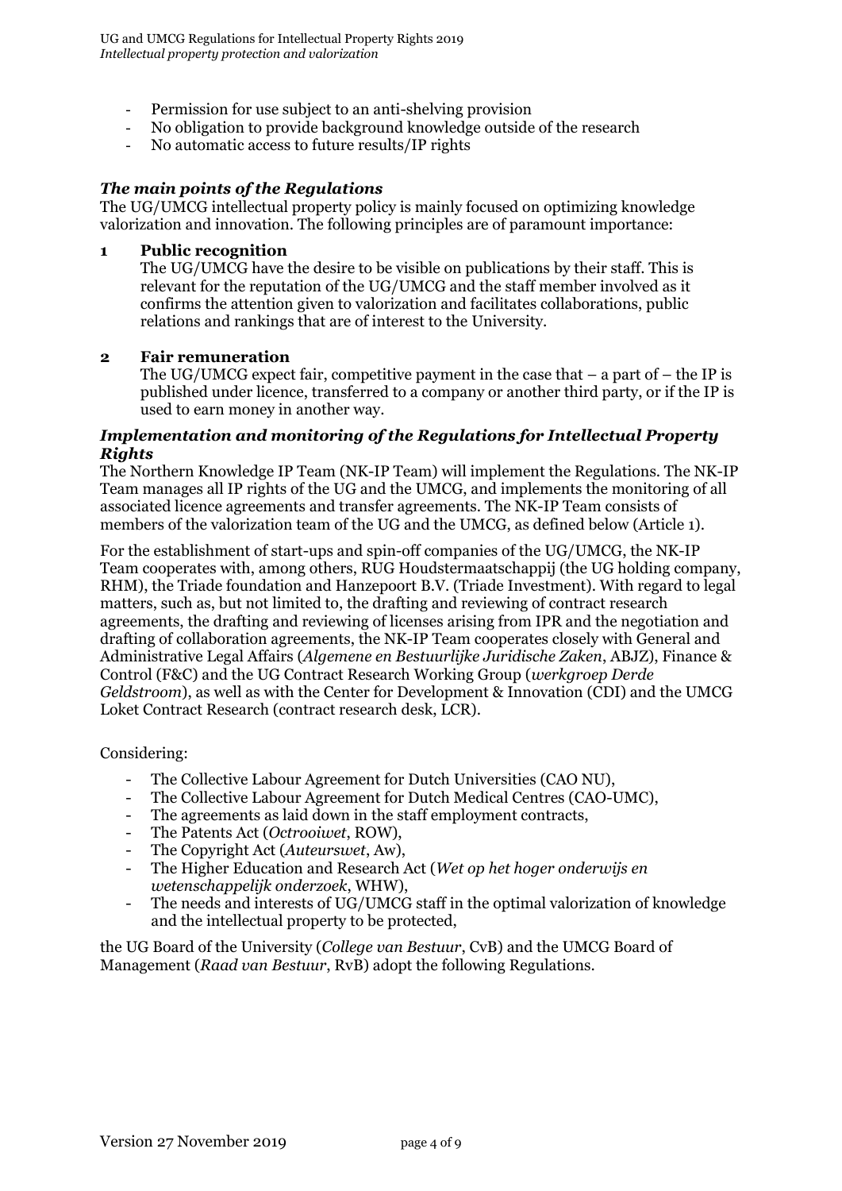- Permission for use subject to an anti-shelving provision
- No obligation to provide background knowledge outside of the research
- No automatic access to future results/IP rights

### *The main points of the Regulations*

The UG/UMCG intellectual property policy is mainly focused on optimizing knowledge valorization and innovation. The following principles are of paramount importance:

**1 Public recognition**

The UG/UMCG have the desire to be visible on publications by their staff. This is relevant for the reputation of the UG/UMCG and the staff member involved as it confirms the attention given to valorization and facilitates collaborations, public relations and rankings that are of interest to the University.

**2 Fair remuneration**

The UG/UMCG expect fair, competitive payment in the case that – a part of – the IP is published under licence, transferred to a company or another third party, or if the IP is used to earn money in another way.

### *Implementation and monitoring of the Regulations for Intellectual Property Rights*

The Northern Knowledge IP Team (NK-IP Team) will implement the Regulations. The NK-IP Team manages all IP rights of the UG and the UMCG, and implements the monitoring of all associated licence agreements and transfer agreements. The NK-IP Team consists of members of the valorization team of the UG and the UMCG, as defined below (Article 1).

For the establishment of start-ups and spin-off companies of the UG/UMCG, the NK-IP Team cooperates with, among others, RUG Houdstermaatschappij (the UG holding company, RHM), the Triade foundation and Hanzepoort B.V. (Triade Investment). With regard to legal matters, such as, but not limited to, the drafting and reviewing of contract research agreements, the drafting and reviewing of licenses arising from IPR and the negotiation and drafting of collaboration agreements, the NK-IP Team cooperates closely with General and Administrative Legal Affairs (*Algemene en Bestuurlijke Juridische Zaken*, ABJZ), Finance & Control (F&C) and the UG Contract Research Working Group (*werkgroep Derde Geldstroom*), as well as with the Center for Development & Innovation (CDI) and the UMCG Loket Contract Research (contract research desk, LCR).

Considering:

- The Collective Labour Agreement for Dutch Universities (CAO NU),
- The Collective Labour Agreement for Dutch Medical Centres (CAO-UMC),
- The agreements as laid down in the staff employment contracts,
- The Patents Act (*Octrooiwet*, ROW),
- The Copyright Act (*Auteurswet*, Aw),
- The Higher Education and Research Act (*Wet op het hoger onderwijs en wetenschappelijk onderzoek*, WHW),
- The needs and interests of UG/UMCG staff in the optimal valorization of knowledge and the intellectual property to be protected,

the UG Board of the University (*College van Bestuur*, CvB) and the UMCG Board of Management (*Raad van Bestuur*, RvB) adopt the following Regulations.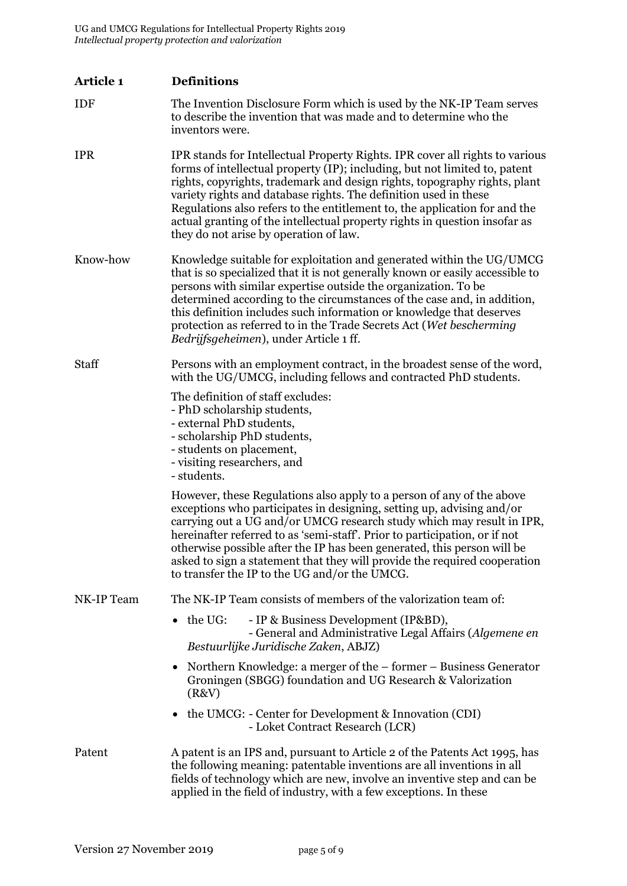## Article 1 Definitions

**IDF**

The Invention Disclosure Form which is used by the NK-IP Team serves to describe the invention that was made and to determine who the inventors were.

**IPR**

IPR stands for Intellectual Property Rights. IPR cover all rights to various forms of intellectual property (IP); including, but not limited to, patent rights, copyrights, trademark and design rights, topography rights, plant variety rights and database rights. The definition used in these Regulations also refers to the entitlement to, the application for and the actual granting of the intellectual property rights in question insofar as they do not arise by operation of law.

**Know-how**

Knowledge suitable for exploitation and generated within the UG/UMCG that is so specialized that it is not generally known or easily accessible to persons with similar expertise outside the organization. To be determined according to the circumstances of the case and, in addition, this definition includes such information or knowledge that deserves protection as referred to in the Trade Secrets Act (*Wet bescherming Bedrijfsgeheimen*), under Article 1 ff.

**Staff**

Persons with an employment contract, in the broadest sense of the word, with the UG/UMCG, including fellows and contracted PhD students.

The definition of staff excludes:
- PhD scholarship students,
- external PhD students,
- scholarship PhD students,
- students on placement,
- visiting researchers, and
- students.

However, these Regulations also apply to a person of any of the above exceptions who participates in designing, setting up, advising and/or carrying out a UG and/or UMCG research study which may result in IPR, hereinafter referred to as 'semi-staff'. Prior to participation, or if not otherwise possible after the IP has been generated, this person will be asked to sign a statement that they will provide the required cooperation to transfer the IP to the UG and/or the UMCG.

**NK-IP Team**

The NK-IP Team consists of members of the valorization team of:

- the UG:
  - IP & Business Development (IP&BD),
  - General and Administrative Legal Affairs (*Algemene en Bestuurlijke Juridische Zaken*, ABJZ)
- Northern Knowledge: a merger of the – former – Business Generator Groningen (SBGG) foundation and UG Research & Valorization (R&V)
- the UMCG:
  - Center for Development & Innovation (CDI)
  - Loket Contract Research (LCR)

**Patent**

A patent is an IPS and, pursuant to Article 2 of the Patents Act 1995, has the following meaning: patentable inventions are all inventions in all fields of technology which are new, involve an inventive step and can be applied in the field of industry, with a few exceptions. In these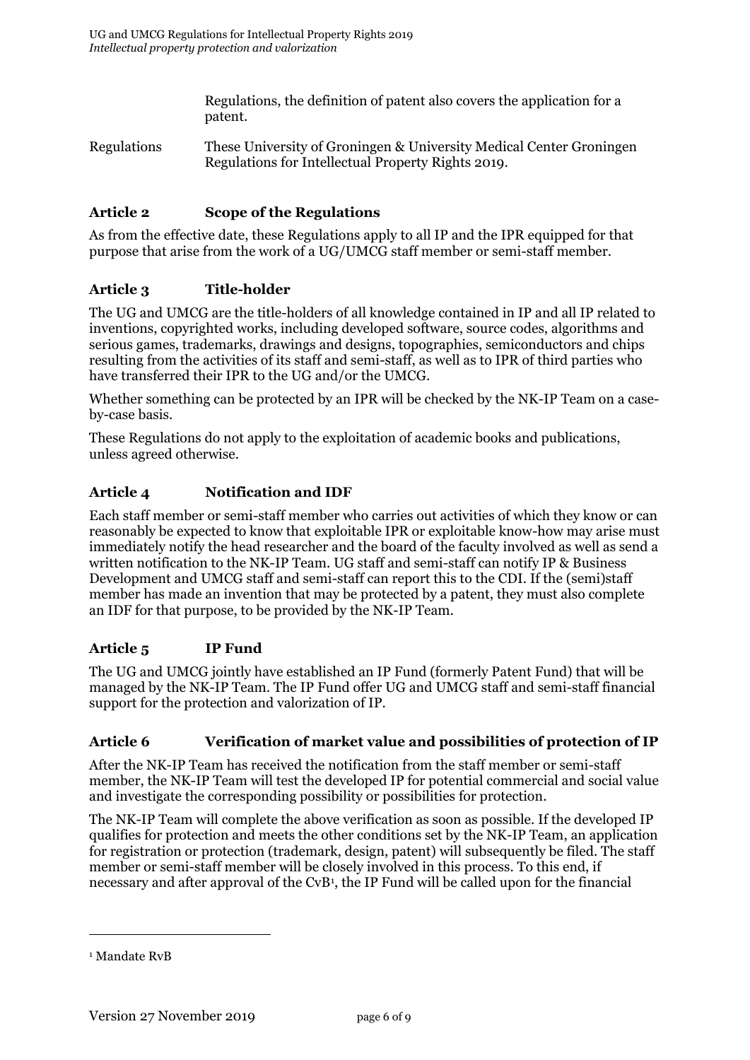| | |
|---|---|
| | Regulations, the definition of patent also covers the application for a patent. |
| Regulations | These University of Groningen & University Medical Center Groningen Regulations for Intellectual Property Rights 2019. |

## Article 2 Scope of the Regulations

As from the effective date, these Regulations apply to all IP and the IPR equipped for that purpose that arise from the work of a UG/UMCG staff member or semi-staff member.

## Article 3 Title-holder

The UG and UMCG are the title-holders of all knowledge contained in IP and all IP related to inventions, copyrighted works, including developed software, source codes, algorithms and serious games, trademarks, drawings and designs, topographies, semiconductors and chips resulting from the activities of its staff and semi-staff, as well as to IPR of third parties who have transferred their IPR to the UG and/or the UMCG.

Whether something can be protected by an IPR will be checked by the NK-IP Team on a case-by-case basis.

These Regulations do not apply to the exploitation of academic books and publications, unless agreed otherwise.

## Article 4 Notification and IDF

Each staff member or semi-staff member who carries out activities of which they know or can reasonably be expected to know that exploitable IPR or exploitable know-how may arise must immediately notify the head researcher and the board of the faculty involved as well as send a written notification to the NK-IP Team. UG staff and semi-staff can notify IP & Business Development and UMCG staff and semi-staff can report this to the CDI. If the (semi)staff member has made an invention that may be protected by a patent, they must also complete an IDF for that purpose, to be provided by the NK-IP Team.

## Article 5 IP Fund

The UG and UMCG jointly have established an IP Fund (formerly Patent Fund) that will be managed by the NK-IP Team. The IP Fund offer UG and UMCG staff and semi-staff financial support for the protection and valorization of IP.

## Article 6 Verification of market value and possibilities of protection of IP

After the NK-IP Team has received the notification from the staff member or semi-staff member, the NK-IP Team will test the developed IP for potential commercial and social value and investigate the corresponding possibility or possibilities for protection.

The NK-IP Team will complete the above verification as soon as possible. If the developed IP qualifies for protection and meets the other conditions set by the NK-IP Team, an application for registration or protection (trademark, design, patent) will subsequently be filed. The staff member or semi-staff member will be closely involved in this process. To this end, if necessary and after approval of the CvB[1], the IP Fund will be called upon for the financial

[1] Mandate RvB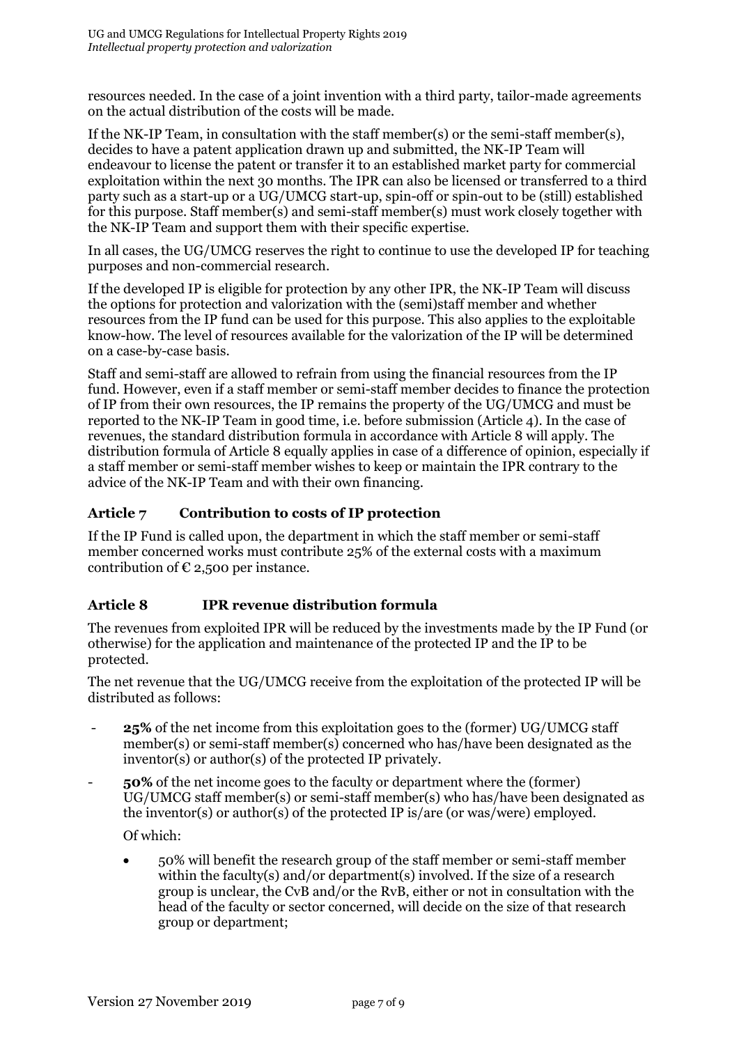resources needed. In the case of a joint invention with a third party, tailor-made agreements on the actual distribution of the costs will be made.

If the NK-IP Team, in consultation with the staff member(s) or the semi-staff member(s), decides to have a patent application drawn up and submitted, the NK-IP Team will endeavour to license the patent or transfer it to an established market party for commercial exploitation within the next 30 months. The IPR can also be licensed or transferred to a third party such as a start-up or a UG/UMCG start-up, spin-off or spin-out to be (still) established for this purpose. Staff member(s) and semi-staff member(s) must work closely together with the NK-IP Team and support them with their specific expertise.

In all cases, the UG/UMCG reserves the right to continue to use the developed IP for teaching purposes and non-commercial research.

If the developed IP is eligible for protection by any other IPR, the NK-IP Team will discuss the options for protection and valorization with the (semi)staff member and whether resources from the IP fund can be used for this purpose. This also applies to the exploitable know-how. The level of resources available for the valorization of the IP will be determined on a case-by-case basis.

Staff and semi-staff are allowed to refrain from using the financial resources from the IP fund. However, even if a staff member or semi-staff member decides to finance the protection of IP from their own resources, the IP remains the property of the UG/UMCG and must be reported to the NK-IP Team in good time, i.e. before submission (Article 4). In the case of revenues, the standard distribution formula in accordance with Article 8 will apply. The distribution formula of Article 8 equally applies in case of a difference of opinion, especially if a staff member or semi-staff member wishes to keep or maintain the IPR contrary to the advice of the NK-IP Team and with their own financing.

## Article 7 Contribution to costs of IP protection

If the IP Fund is called upon, the department in which the staff member or semi-staff member concerned works must contribute 25% of the external costs with a maximum contribution of € 2,500 per instance.

## Article 8 IPR revenue distribution formula

The revenues from exploited IPR will be reduced by the investments made by the IP Fund (or otherwise) for the application and maintenance of the protected IP and the IP to be protected.

The net revenue that the UG/UMCG receive from the exploitation of the protected IP will be distributed as follows:

- **25%** of the net income from this exploitation goes to the (former) UG/UMCG staff member(s) or semi-staff member(s) concerned who has/have been designated as the inventor(s) or author(s) of the protected IP privately.
- **50%** of the net income goes to the faculty or department where the (former) UG/UMCG staff member(s) or semi-staff member(s) who has/have been designated as the inventor(s) or author(s) of the protected IP is/are (or was/were) employed.

  Of which:

  - 50% will benefit the research group of the staff member or semi-staff member within the faculty(s) and/or department(s) involved. If the size of a research group is unclear, the CvB and/or the RvB, either or not in consultation with the head of the faculty or sector concerned, will decide on the size of that research group or department;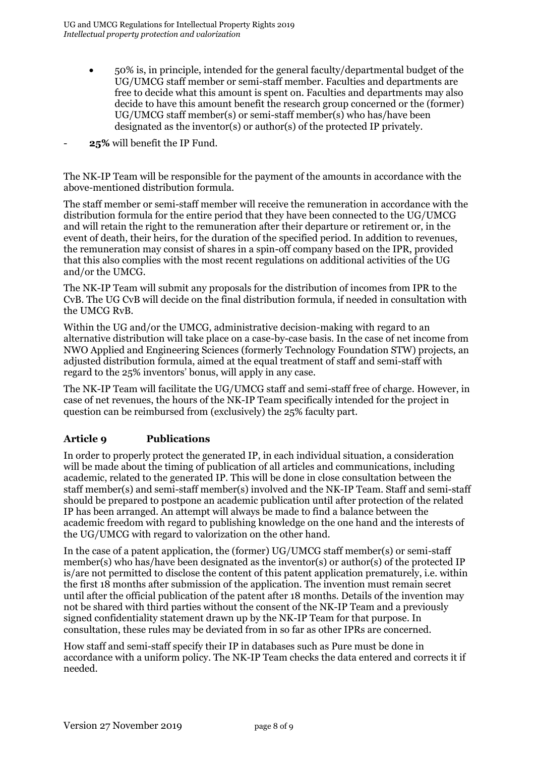- 50% is, in principle, intended for the general faculty/departmental budget of the UG/UMCG staff member or semi-staff member. Faculties and departments are free to decide what this amount is spent on. Faculties and departments may also decide to have this amount benefit the research group concerned or the (former) UG/UMCG staff member(s) or semi-staff member(s) who has/have been designated as the inventor(s) or author(s) of the protected IP privately.

- **25%** will benefit the IP Fund.

The NK-IP Team will be responsible for the payment of the amounts in accordance with the above-mentioned distribution formula.

The staff member or semi-staff member will receive the remuneration in accordance with the distribution formula for the entire period that they have been connected to the UG/UMCG and will retain the right to the remuneration after their departure or retirement or, in the event of death, their heirs, for the duration of the specified period. In addition to revenues, the remuneration may consist of shares in a spin-off company based on the IPR, provided that this also complies with the most recent regulations on additional activities of the UG and/or the UMCG.

The NK-IP Team will submit any proposals for the distribution of incomes from IPR to the CvB. The UG CvB will decide on the final distribution formula, if needed in consultation with the UMCG RvB.

Within the UG and/or the UMCG, administrative decision-making with regard to an alternative distribution will take place on a case-by-case basis. In the case of net income from NWO Applied and Engineering Sciences (formerly Technology Foundation STW) projects, an adjusted distribution formula, aimed at the equal treatment of staff and semi-staff with regard to the 25% inventors' bonus, will apply in any case.

The NK-IP Team will facilitate the UG/UMCG staff and semi-staff free of charge. However, in case of net revenues, the hours of the NK-IP Team specifically intended for the project in question can be reimbursed from (exclusively) the 25% faculty part.

## Article 9 Publications

In order to properly protect the generated IP, in each individual situation, a consideration will be made about the timing of publication of all articles and communications, including academic, related to the generated IP. This will be done in close consultation between the staff member(s) and semi-staff member(s) involved and the NK-IP Team. Staff and semi-staff should be prepared to postpone an academic publication until after protection of the related IP has been arranged. An attempt will always be made to find a balance between the academic freedom with regard to publishing knowledge on the one hand and the interests of the UG/UMCG with regard to valorization on the other hand.

In the case of a patent application, the (former) UG/UMCG staff member(s) or semi-staff member(s) who has/have been designated as the inventor(s) or author(s) of the protected IP is/are not permitted to disclose the content of this patent application prematurely, i.e. within the first 18 months after submission of the application. The invention must remain secret until after the official publication of the patent after 18 months. Details of the invention may not be shared with third parties without the consent of the NK-IP Team and a previously signed confidentiality statement drawn up by the NK-IP Team for that purpose. In consultation, these rules may be deviated from in so far as other IPRs are concerned.

How staff and semi-staff specify their IP in databases such as Pure must be done in accordance with a uniform policy. The NK-IP Team checks the data entered and corrects it if needed.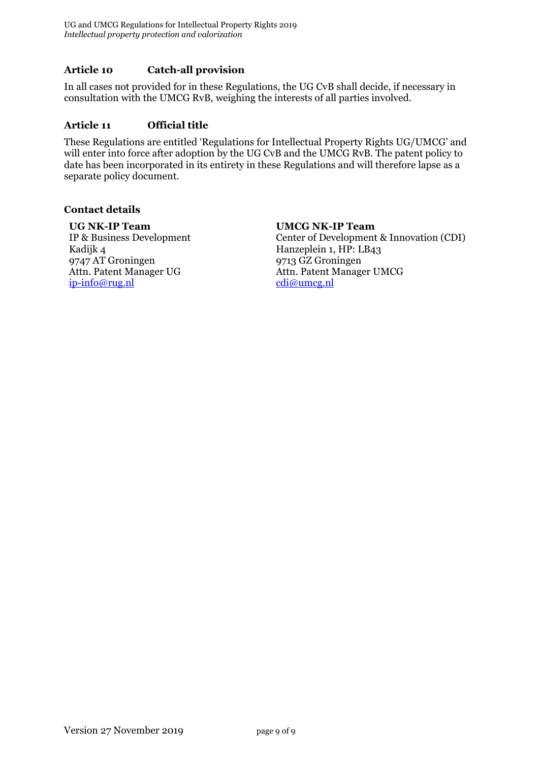## Article 10 Catch-all provision

In all cases not provided for in these Regulations, the UG CvB shall decide, if necessary in consultation with the UMCG RvB, weighing the interests of all parties involved.

## Article 11 Official title

These Regulations are entitled 'Regulations for Intellectual Property Rights UG/UMCG' and will enter into force after adoption by the UG CvB and the UMCG RvB. The patent policy to date has been incorporated in its entirety in these Regulations and will therefore lapse as a separate policy document.

### Contact details

**UG NK-IP Team**
IP & Business Development
Kadijk 4
9747 AT Groningen
Attn. Patent Manager UG
ip-info@rug.nl

**UMCG NK-IP Team**
Center of Development & Innovation (CDI)
Hanzeplein 1, HP: LB43
9713 GZ Groningen
Attn. Patent Manager UMCG
cdi@umcg.nl

Version 27 November 2019